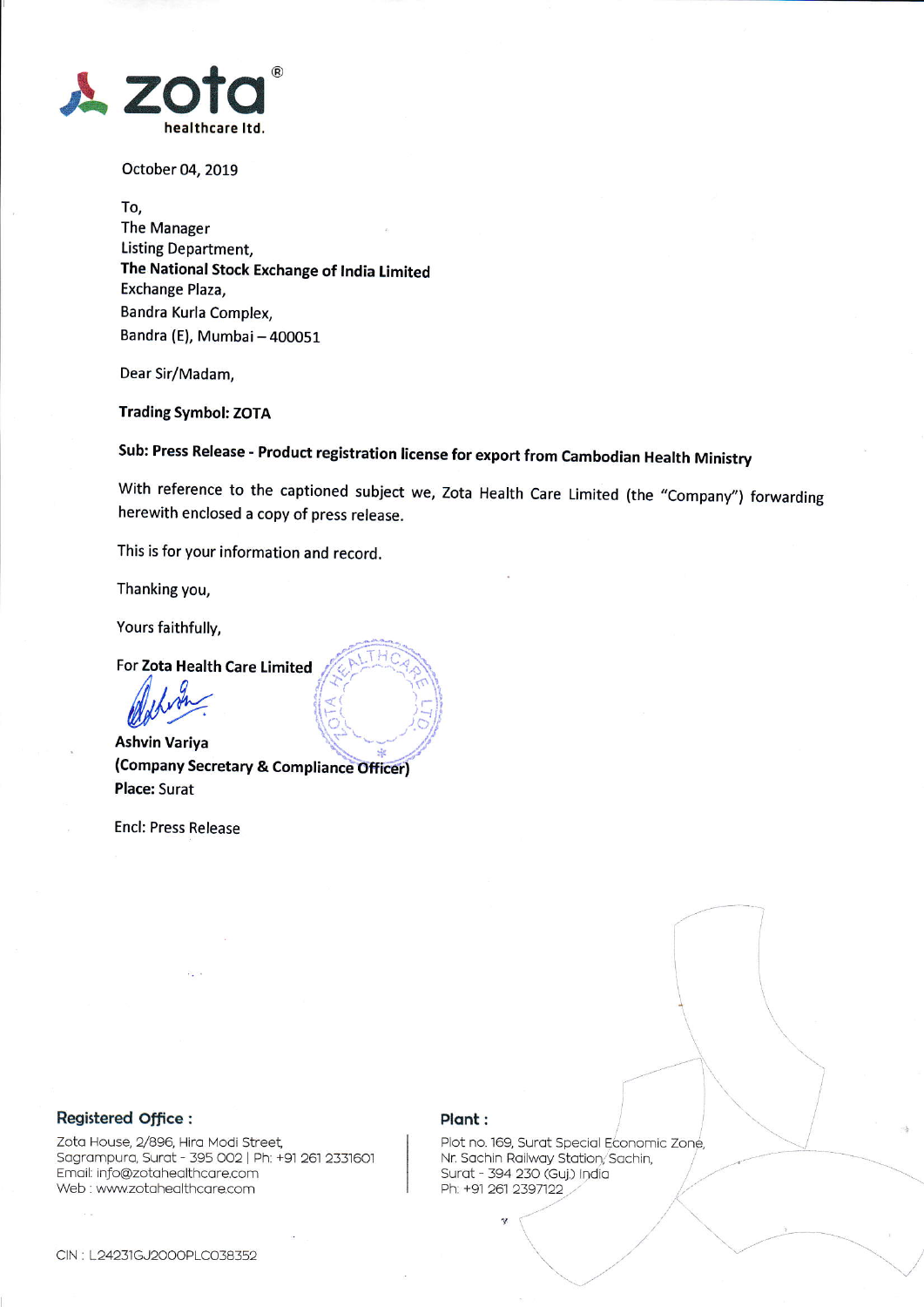zota® healthcare ltd.

October 04, 2019

To,
The Manager
Listing Department,
**The National Stock Exchange of India Limited**
Exchange Plaza,
Bandra Kurla Complex,
Bandra (E), Mumbai – 400051

Dear Sir/Madam,

**Trading Symbol: ZOTA**

**Sub: Press Release - Product registration license for export from Cambodian Health Ministry**

With reference to the captioned subject we, Zota Health Care Limited (the "Company") forwarding herewith enclosed a copy of press release.

This is for your information and record.

Thanking you,

Yours faithfully,

For **Zota Health Care Limited**

**Ashvin Variya**
**(Company Secretary & Compliance Officer)**
**Place:** Surat

Encl: Press Release

**Registered Office :**

Zota House, 2/896, Hira Modi Street,
Sagrampura, Surat - 395 002 | Ph: +91 261 2331601
Email: info@zotahealthcare.com
Web : www.zotahealthcare.com

**Plant :**

Plot no. 169, Surat Special Economic Zone,
Nr. Sachin Railway Station, Sachin,
Surat - 394 230 (Guj) India
Ph: +91 261 2397122

CIN : L24231GJ2000PLC038352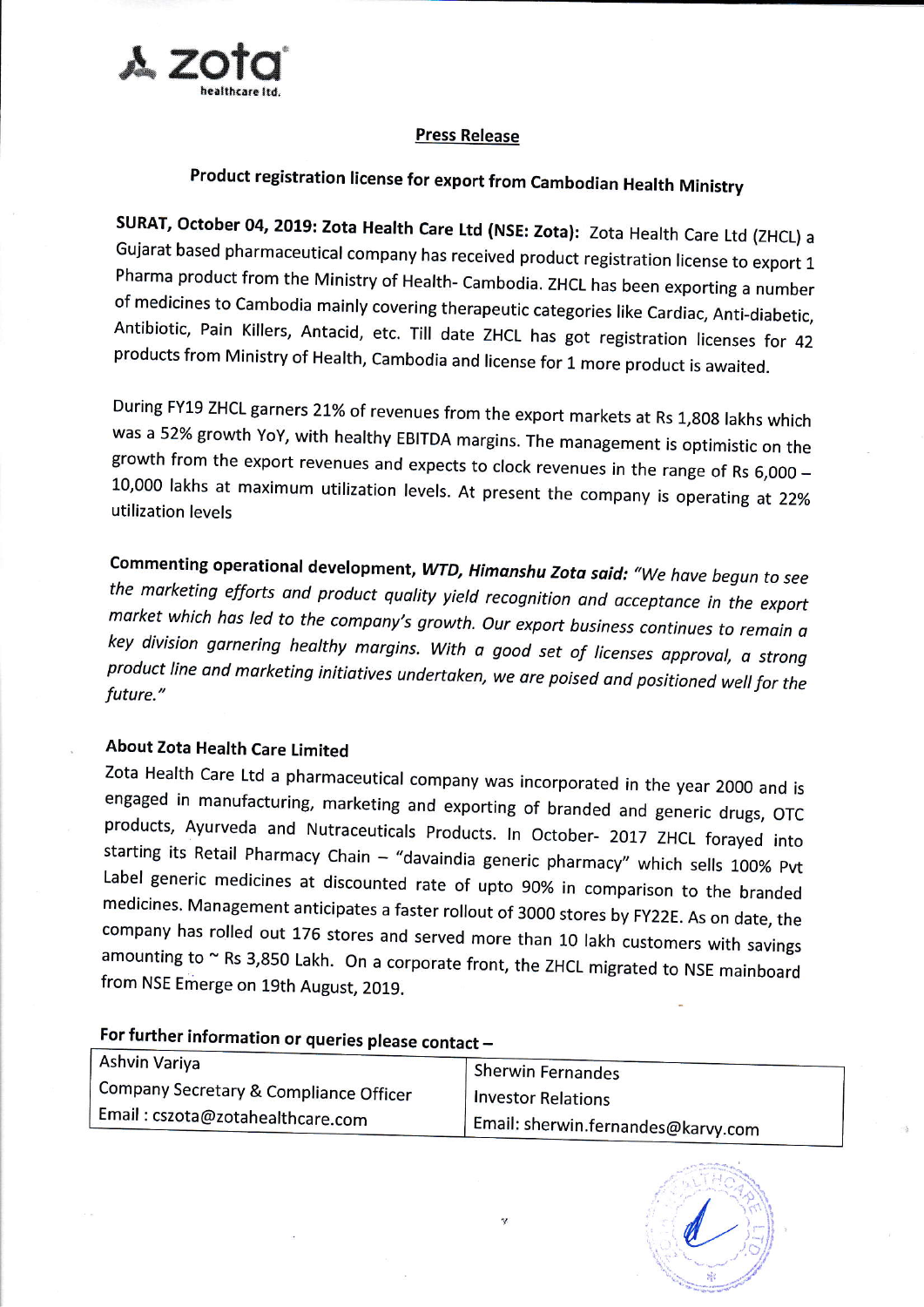**zota** healthcare ltd.

**Press Release**

**Product registration license for export from Cambodian Health Ministry**

**SURAT, October 04, 2019: Zota Health Care Ltd (NSE: Zota):** Zota Health Care Ltd (ZHCL) a Gujarat based pharmaceutical company has received product registration license to export 1 Pharma product from the Ministry of Health- Cambodia. ZHCL has been exporting a number of medicines to Cambodia mainly covering therapeutic categories like Cardiac, Anti-diabetic, Antibiotic, Pain Killers, Antacid, etc. Till date ZHCL has got registration licenses for 42 products from Ministry of Health, Cambodia and license for 1 more product is awaited.

During FY19 ZHCL garners 21% of revenues from the export markets at Rs 1,808 lakhs which was a 52% growth YoY, with healthy EBITDA margins. The management is optimistic on the growth from the export revenues and expects to clock revenues in the range of Rs 6,000 – 10,000 lakhs at maximum utilization levels. At present the company is operating at 22% utilization levels

**Commenting operational development, *WTD, Himanshu Zota said:*** *"We have begun to see the marketing efforts and product quality yield recognition and acceptance in the export market which has led to the company's growth. Our export business continues to remain a key division garnering healthy margins. With a good set of licenses approval, a strong product line and marketing initiatives undertaken, we are poised and positioned well for the future."*

**About Zota Health Care Limited**

Zota Health Care Ltd a pharmaceutical company was incorporated in the year 2000 and is engaged in manufacturing, marketing and exporting of branded and generic drugs, OTC products, Ayurveda and Nutraceuticals Products. In October- 2017 ZHCL forayed into starting its Retail Pharmacy Chain – "davaindia generic pharmacy" which sells 100% Pvt Label generic medicines at discounted rate of upto 90% in comparison to the branded medicines. Management anticipates a faster rollout of 3000 stores by FY22E. As on date, the company has rolled out 176 stores and served more than 10 lakh customers with savings amounting to ~ Rs 3,850 Lakh. On a corporate front, the ZHCL migrated to NSE mainboard from NSE Emerge on 19th August, 2019.

**For further information or queries please contact –**

| | |
|---|---|
| Ashvin Variya | Sherwin Fernandes |
| Company Secretary & Compliance Officer | Investor Relations |
| Email : cszota@zotahealthcare.com | Email: sherwin.fernandes@karvy.com |